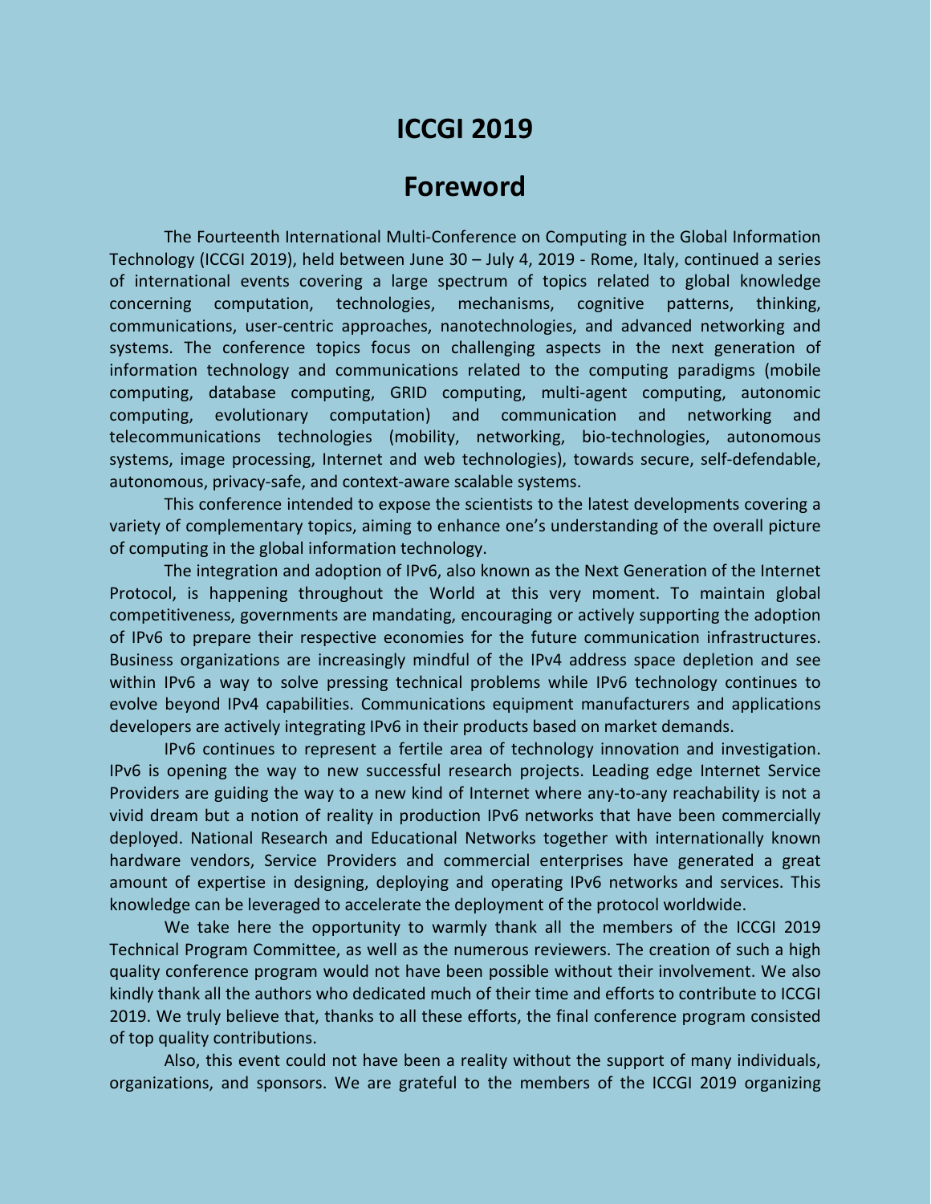# ICCGI 2019

## Foreword

The Fourteenth International Multi-Conference on Computing in the Global Information Technology (ICCGI 2019), held between June 30 – July 4, 2019 - Rome, Italy, continued a series of international events covering a large spectrum of topics related to global knowledge concerning computation, technologies, mechanisms, cognitive patterns, thinking, communications, user-centric approaches, nanotechnologies, and advanced networking and systems. The conference topics focus on challenging aspects in the next generation of information technology and communications related to the computing paradigms (mobile computing, database computing, GRID computing, multi-agent computing, autonomic computing, evolutionary computation) and communication and networking and telecommunications technologies (mobility, networking, bio-technologies, autonomous systems, image processing, Internet and web technologies), towards secure, self-defendable, autonomous, privacy-safe, and context-aware scalable systems.

This conference intended to expose the scientists to the latest developments covering a variety of complementary topics, aiming to enhance one's understanding of the overall picture of computing in the global information technology.

The integration and adoption of IPv6, also known as the Next Generation of the Internet Protocol, is happening throughout the World at this very moment. To maintain global competitiveness, governments are mandating, encouraging or actively supporting the adoption of IPv6 to prepare their respective economies for the future communication infrastructures. Business organizations are increasingly mindful of the IPv4 address space depletion and see within IPv6 a way to solve pressing technical problems while IPv6 technology continues to evolve beyond IPv4 capabilities. Communications equipment manufacturers and applications developers are actively integrating IPv6 in their products based on market demands.

IPv6 continues to represent a fertile area of technology innovation and investigation. IPv6 is opening the way to new successful research projects. Leading edge Internet Service Providers are guiding the way to a new kind of Internet where any-to-any reachability is not a vivid dream but a notion of reality in production IPv6 networks that have been commercially deployed. National Research and Educational Networks together with internationally known hardware vendors, Service Providers and commercial enterprises have generated a great amount of expertise in designing, deploying and operating IPv6 networks and services. This knowledge can be leveraged to accelerate the deployment of the protocol worldwide.

We take here the opportunity to warmly thank all the members of the ICCGI 2019 Technical Program Committee, as well as the numerous reviewers. The creation of such a high quality conference program would not have been possible without their involvement. We also kindly thank all the authors who dedicated much of their time and efforts to contribute to ICCGI 2019. We truly believe that, thanks to all these efforts, the final conference program consisted of top quality contributions.

Also, this event could not have been a reality without the support of many individuals, organizations, and sponsors. We are grateful to the members of the ICCGI 2019 organizing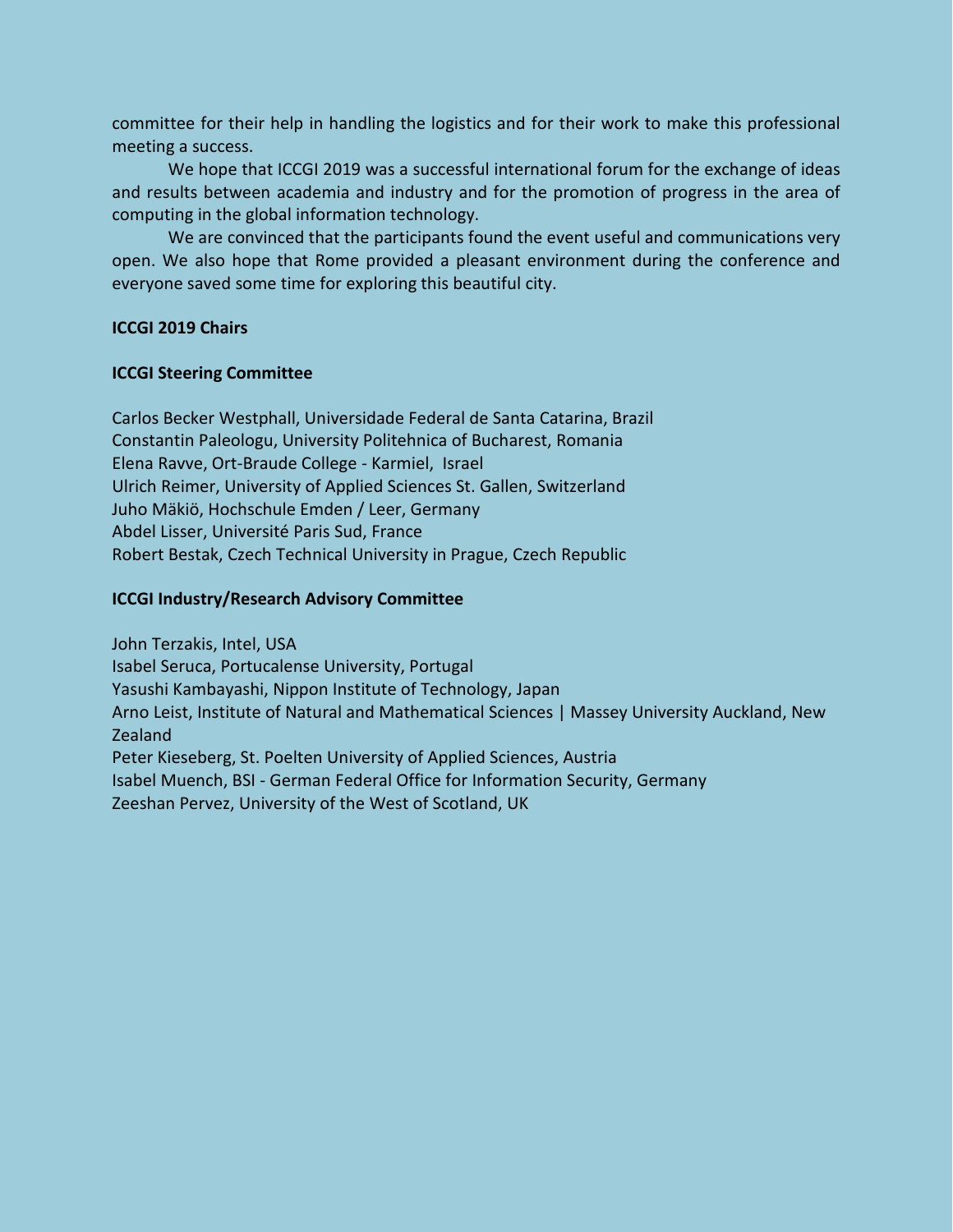committee for their help in handling the logistics and for their work to make this professional meeting a success.

We hope that ICCGI 2019 was a successful international forum for the exchange of ideas and results between academia and industry and for the promotion of progress in the area of computing in the global information technology.

We are convinced that the participants found the event useful and communications very open. We also hope that Rome provided a pleasant environment during the conference and everyone saved some time for exploring this beautiful city.

**ICCGI 2019 Chairs**

**ICCGI Steering Committee**

Carlos Becker Westphall, Universidade Federal de Santa Catarina, Brazil
Constantin Paleologu, University Politehnica of Bucharest, Romania
Elena Ravve, Ort-Braude College - Karmiel, Israel
Ulrich Reimer, University of Applied Sciences St. Gallen, Switzerland
Juho Mäkiö, Hochschule Emden / Leer, Germany
Abdel Lisser, Université Paris Sud, France
Robert Bestak, Czech Technical University in Prague, Czech Republic

**ICCGI Industry/Research Advisory Committee**

John Terzakis, Intel, USA
Isabel Seruca, Portucalense University, Portugal
Yasushi Kambayashi, Nippon Institute of Technology, Japan
Arno Leist, Institute of Natural and Mathematical Sciences | Massey University Auckland, New Zealand
Peter Kieseberg, St. Poelten University of Applied Sciences, Austria
Isabel Muench, BSI - German Federal Office for Information Security, Germany
Zeeshan Pervez, University of the West of Scotland, UK